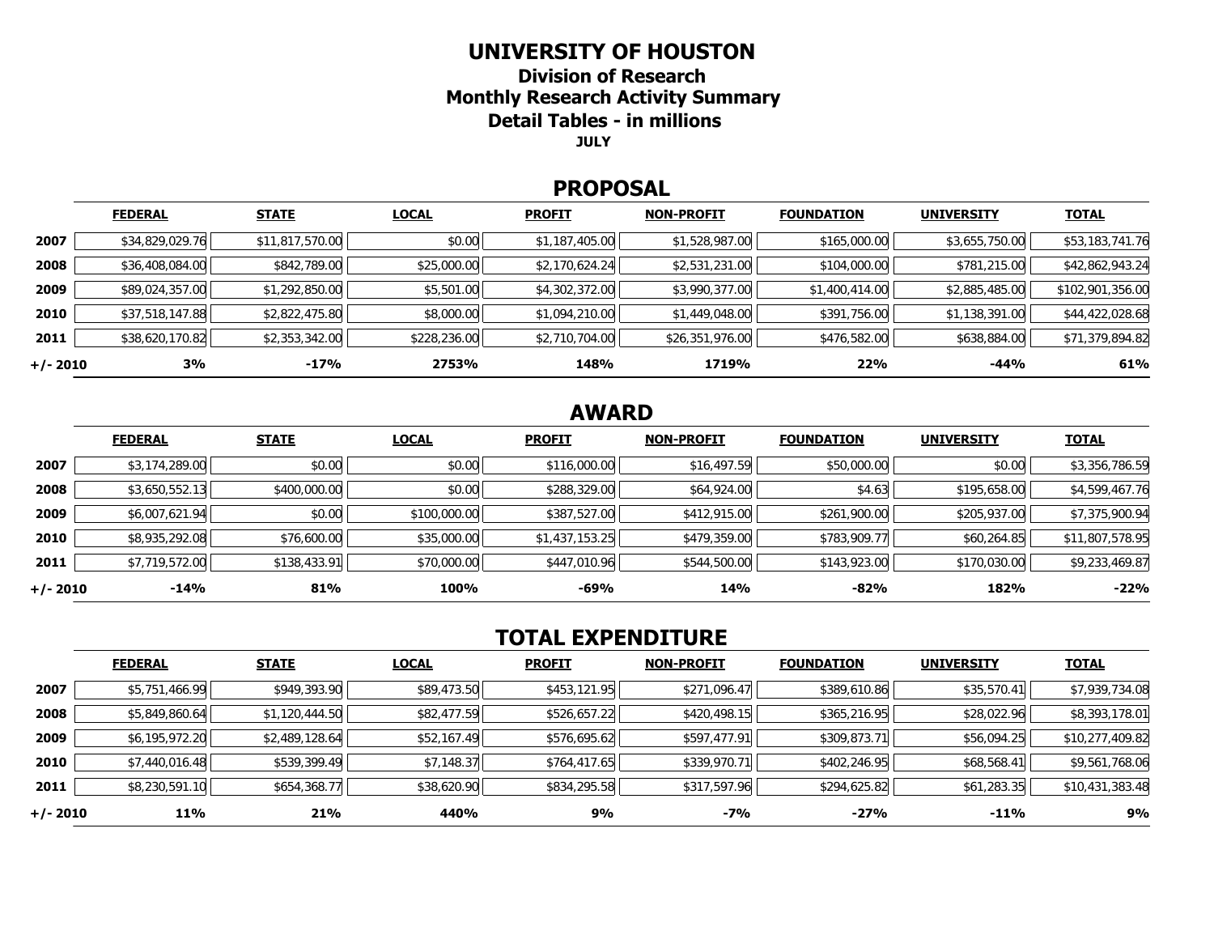# UNIVERSITY OF HOUSTON

## Division of Research

## Monthly Research Activity Summary

## Detail Tables - in millions

**JULY**

## PROPOSAL

| | FEDERAL | STATE | LOCAL | PROFIT | NON-PROFIT | FOUNDATION | UNIVERSITY | TOTAL |
|---|---|---|---|---|---|---|---|---|
| **2007** | $34,829,029.76 | $11,817,570.00 | $0.00 | $1,187,405.00 | $1,528,987.00 | $165,000.00 | $3,655,750.00 | $53,183,741.76 |
| **2008** | $36,408,084.00 | $842,789.00 | $25,000.00 | $2,170,624.24 | $2,531,231.00 | $104,000.00 | $781,215.00 | $42,862,943.24 |
| **2009** | $89,024,357.00 | $1,292,850.00 | $5,501.00 | $4,302,372.00 | $3,990,377.00 | $1,400,414.00 | $2,885,485.00 | $102,901,356.00 |
| **2010** | $37,518,147.88 | $2,822,475.80 | $8,000.00 | $1,094,210.00 | $1,449,048.00 | $391,756.00 | $1,138,391.00 | $44,422,028.68 |
| **2011** | $38,620,170.82 | $2,353,342.00 | $228,236.00 | $2,710,704.00 | $26,351,976.00 | $476,582.00 | $638,884.00 | $71,379,894.82 |
| **+/- 2010** | **3%** | **-17%** | **2753%** | **148%** | **1719%** | **22%** | **-44%** | **61%** |

## AWARD

| | FEDERAL | STATE | LOCAL | PROFIT | NON-PROFIT | FOUNDATION | UNIVERSITY | TOTAL |
|---|---|---|---|---|---|---|---|---|
| **2007** | $3,174,289.00 | $0.00 | $0.00 | $116,000.00 | $16,497.59 | $50,000.00 | $0.00 | $3,356,786.59 |
| **2008** | $3,650,552.13 | $400,000.00 | $0.00 | $288,329.00 | $64,924.00 | $4.63 | $195,658.00 | $4,599,467.76 |
| **2009** | $6,007,621.94 | $0.00 | $100,000.00 | $387,527.00 | $412,915.00 | $261,900.00 | $205,937.00 | $7,375,900.94 |
| **2010** | $8,935,292.08 | $76,600.00 | $35,000.00 | $1,437,153.25 | $479,359.00 | $783,909.77 | $60,264.85 | $11,807,578.95 |
| **2011** | $7,719,572.00 | $138,433.91 | $70,000.00 | $447,010.96 | $544,500.00 | $143,923.00 | $170,030.00 | $9,233,469.87 |
| **+/- 2010** | **-14%** | **81%** | **100%** | **-69%** | **14%** | **-82%** | **182%** | **-22%** |

## TOTAL EXPENDITURE

| | FEDERAL | STATE | LOCAL | PROFIT | NON-PROFIT | FOUNDATION | UNIVERSITY | TOTAL |
|---|---|---|---|---|---|---|---|---|
| **2007** | $5,751,466.99 | $949,393.90 | $89,473.50 | $453,121.95 | $271,096.47 | $389,610.86 | $35,570.41 | $7,939,734.08 |
| **2008** | $5,849,860.64 | $1,120,444.50 | $82,477.59 | $526,657.22 | $420,498.15 | $365,216.95 | $28,022.96 | $8,393,178.01 |
| **2009** | $6,195,972.20 | $2,489,128.64 | $52,167.49 | $576,695.62 | $597,477.91 | $309,873.71 | $56,094.25 | $10,277,409.82 |
| **2010** | $7,440,016.48 | $539,399.49 | $7,148.37 | $764,417.65 | $339,970.71 | $402,246.95 | $68,568.41 | $9,561,768.06 |
| **2011** | $8,230,591.10 | $654,368.77 | $38,620.90 | $834,295.58 | $317,597.96 | $294,625.82 | $61,283.35 | $10,431,383.48 |
| **+/- 2010** | **11%** | **21%** | **440%** | **9%** | **-7%** | **-27%** | **-11%** | **9%** |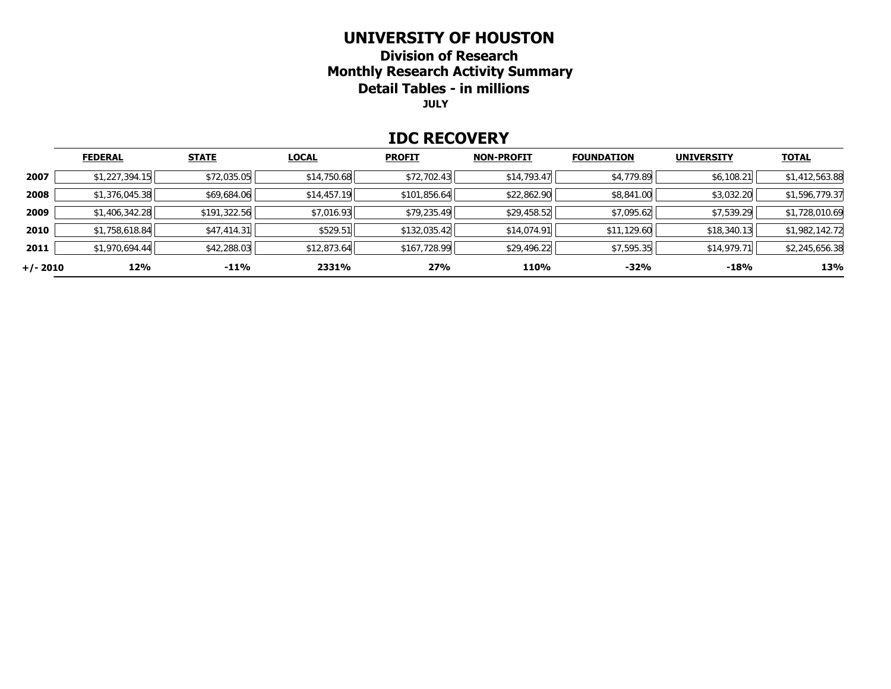# UNIVERSITY OF HOUSTON

## Division of Research

## Monthly Research Activity Summary

## Detail Tables - in millions

**JULY**

## IDC RECOVERY

| | FEDERAL | STATE | LOCAL | PROFIT | NON-PROFIT | FOUNDATION | UNIVERSITY | TOTAL |
|---|---|---|---|---|---|---|---|---|
| **2007** | $1,227,394.15 | $72,035.05 | $14,750.68 | $72,702.43 | $14,793.47 | $4,779.89 | $6,108.21 | $1,412,563.88 |
| **2008** | $1,376,045.38 | $69,684.06 | $14,457.19 | $101,856.64 | $22,862.90 | $8,841.00 | $3,032.20 | $1,596,779.37 |
| **2009** | $1,406,342.28 | $191,322.56 | $7,016.93 | $79,235.49 | $29,458.52 | $7,095.62 | $7,539.29 | $1,728,010.69 |
| **2010** | $1,758,618.84 | $47,414.31 | $529.51 | $132,035.42 | $14,074.91 | $11,129.60 | $18,340.13 | $1,982,142.72 |
| **2011** | $1,970,694.44 | $42,288.03 | $12,873.64 | $167,728.99 | $29,496.22 | $7,595.35 | $14,979.71 | $2,245,656.38 |
| **+/- 2010** | **12%** | **-11%** | **2331%** | **27%** | **110%** | **-32%** | **-18%** | **13%** |